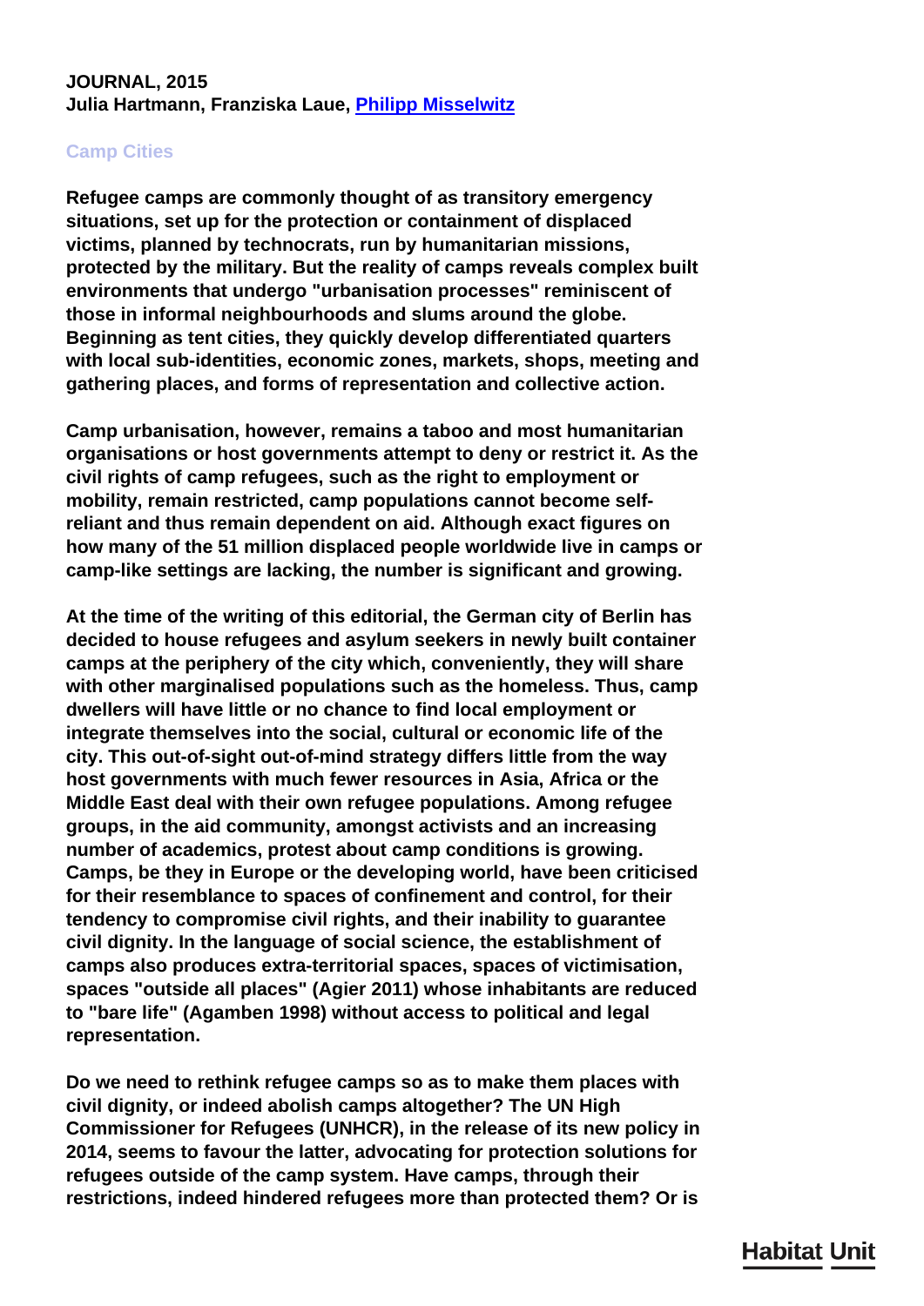**JOURNAL, 2015**
**Julia Hartmann, Franziska Laue, [Philipp Misselwitz]()**

## Camp Cities

**Refugee camps are commonly thought of as transitory emergency situations, set up for the protection or containment of displaced victims, planned by technocrats, run by humanitarian missions, protected by the military. But the reality of camps reveals complex built environments that undergo "urbanisation processes" reminiscent of those in informal neighbourhoods and slums around the globe. Beginning as tent cities, they quickly develop differentiated quarters with local sub-identities, economic zones, markets, shops, meeting and gathering places, and forms of representation and collective action.**

**Camp urbanisation, however, remains a taboo and most humanitarian organisations or host governments attempt to deny or restrict it. As the civil rights of camp refugees, such as the right to employment or mobility, remain restricted, camp populations cannot become self-reliant and thus remain dependent on aid. Although exact figures on how many of the 51 million displaced people worldwide live in camps or camp-like settings are lacking, the number is significant and growing.**

**At the time of the writing of this editorial, the German city of Berlin has decided to house refugees and asylum seekers in newly built container camps at the periphery of the city which, conveniently, they will share with other marginalised populations such as the homeless. Thus, camp dwellers will have little or no chance to find local employment or integrate themselves into the social, cultural or economic life of the city. This out-of-sight out-of-mind strategy differs little from the way host governments with much fewer resources in Asia, Africa or the Middle East deal with their own refugee populations. Among refugee groups, in the aid community, amongst activists and an increasing number of academics, protest about camp conditions is growing. Camps, be they in Europe or the developing world, have been criticised for their resemblance to spaces of confinement and control, for their tendency to compromise civil rights, and their inability to guarantee civil dignity. In the language of social science, the establishment of camps also produces extra-territorial spaces, spaces of victimisation, spaces "outside all places" (Agier 2011) whose inhabitants are reduced to "bare life" (Agamben 1998) without access to political and legal representation.**

**Do we need to rethink refugee camps so as to make them places with civil dignity, or indeed abolish camps altogether? The UN High Commissioner for Refugees (UNHCR), in the release of its new policy in 2014, seems to favour the latter, advocating for protection solutions for refugees outside of the camp system. Have camps, through their restrictions, indeed hindered refugees more than protected them? Or is**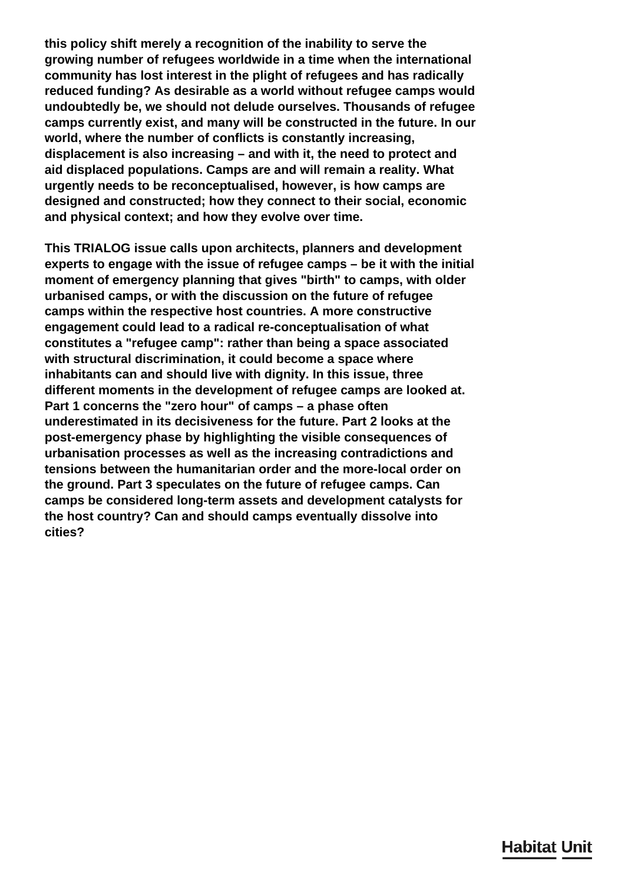**this policy shift merely a recognition of the inability to serve the growing number of refugees worldwide in a time when the international community has lost interest in the plight of refugees and has radically reduced funding? As desirable as a world without refugee camps would undoubtedly be, we should not delude ourselves. Thousands of refugee camps currently exist, and many will be constructed in the future. In our world, where the number of conflicts is constantly increasing, displacement is also increasing – and with it, the need to protect and aid displaced populations. Camps are and will remain a reality. What urgently needs to be reconceptualised, however, is how camps are designed and constructed; how they connect to their social, economic and physical context; and how they evolve over time.**

**This TRIALOG issue calls upon architects, planners and development experts to engage with the issue of refugee camps – be it with the initial moment of emergency planning that gives "birth" to camps, with older urbanised camps, or with the discussion on the future of refugee camps within the respective host countries. A more constructive engagement could lead to a radical re-conceptualisation of what constitutes a "refugee camp": rather than being a space associated with structural discrimination, it could become a space where inhabitants can and should live with dignity. In this issue, three different moments in the development of refugee camps are looked at. Part 1 concerns the "zero hour" of camps – a phase often underestimated in its decisiveness for the future. Part 2 looks at the post-emergency phase by highlighting the visible consequences of urbanisation processes as well as the increasing contradictions and tensions between the humanitarian order and the more-local order on the ground. Part 3 speculates on the future of refugee camps. Can camps be considered long-term assets and development catalysts for the host country? Can and should camps eventually dissolve into cities?**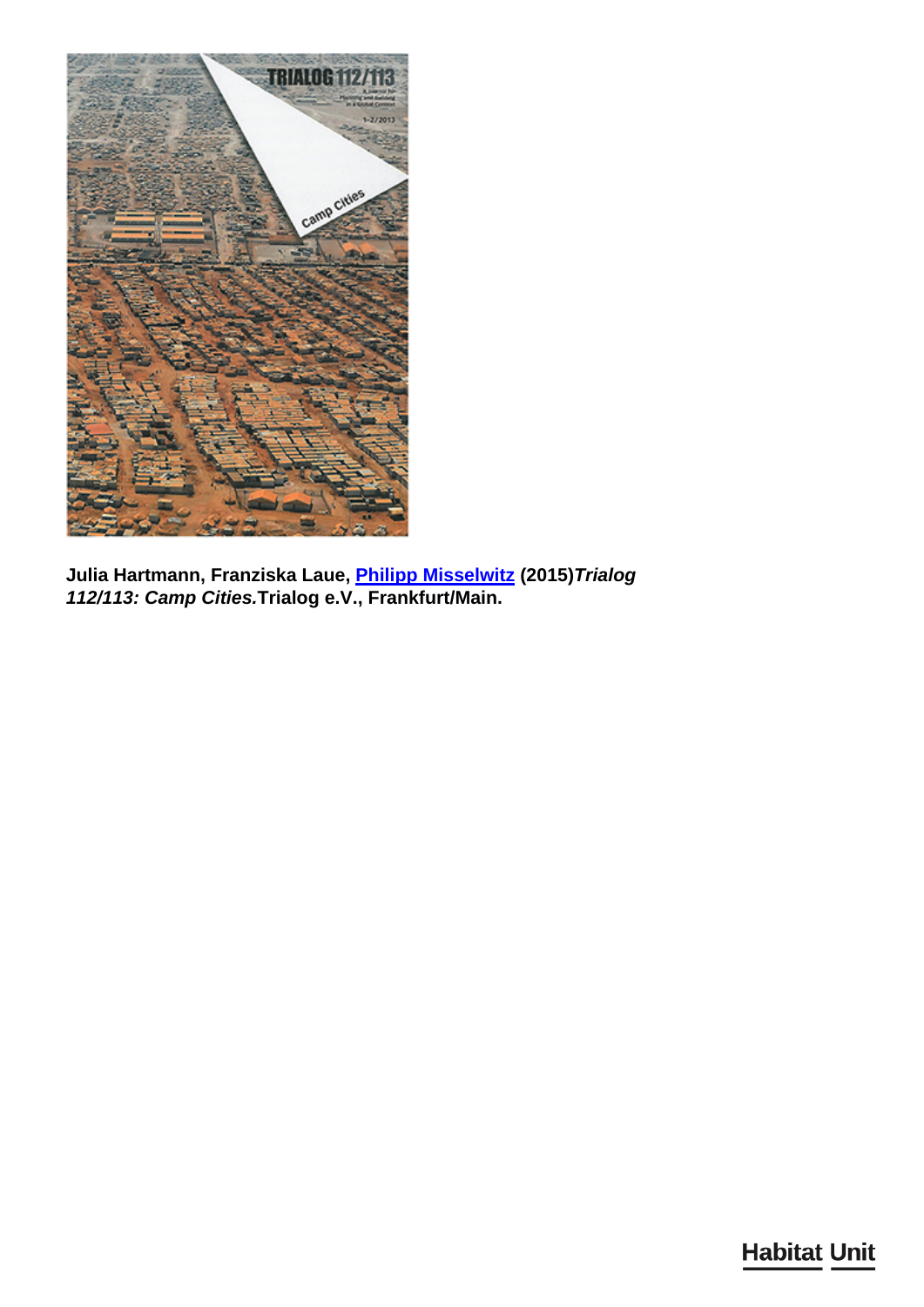Julia Hartmann, Franziska Laue, Philipp Misselwitz (2015)*Trialog 112/113: Camp Cities.*Trialog e.V., Frankfurt/Main.